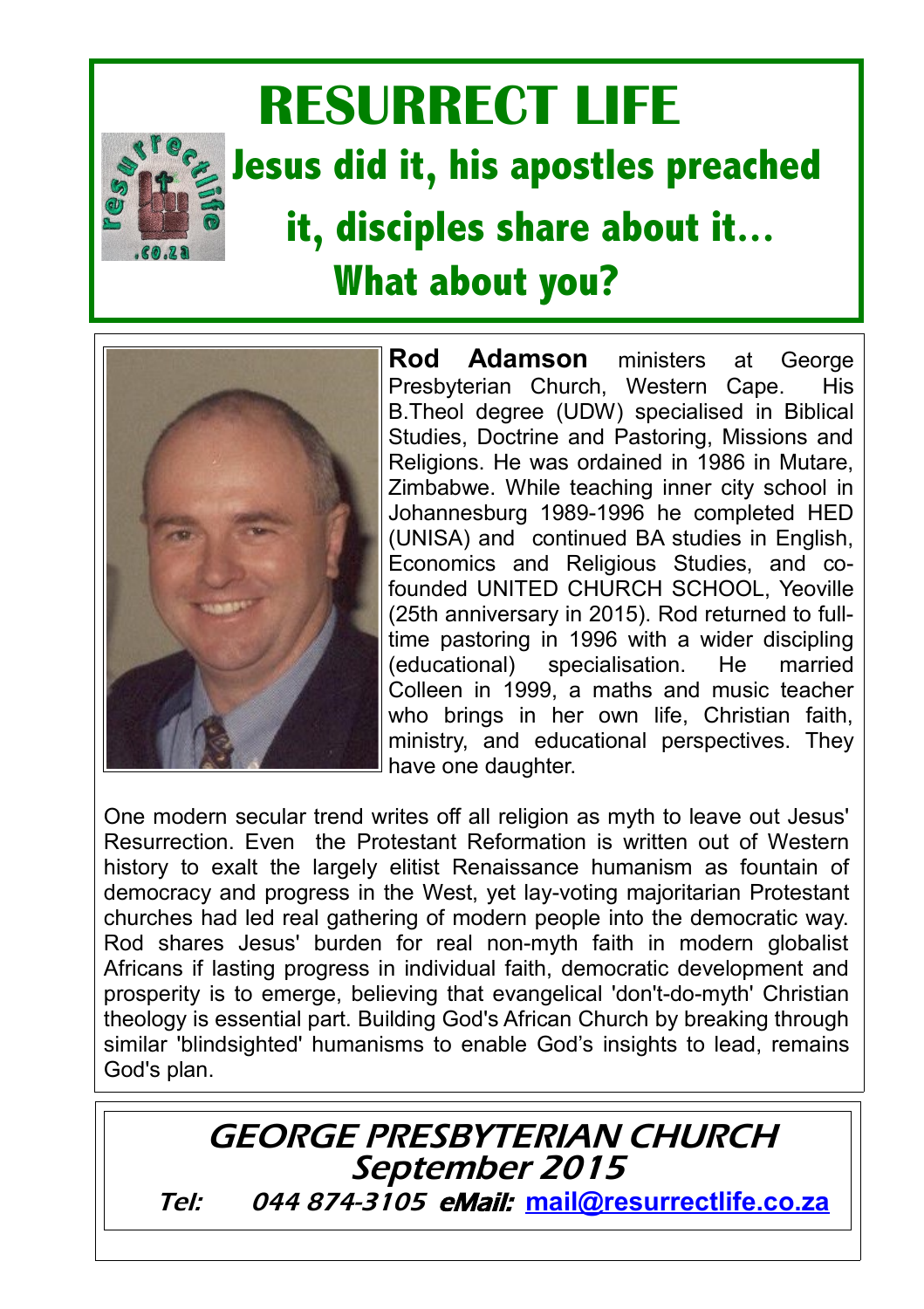# RESURRECT LIFE

## Jesus did it, his apostles preached it, disciples share about it… What about you?

**Rod Adamson** ministers at George Presbyterian Church, Western Cape. His B.Theol degree (UDW) specialised in Biblical Studies, Doctrine and Pastoring, Missions and Religions. He was ordained in 1986 in Mutare, Zimbabwe. While teaching inner city school in Johannesburg 1989-1996 he completed HED (UNISA) and continued BA studies in English, Economics and Religious Studies, and co-founded UNITED CHURCH SCHOOL, Yeoville (25th anniversary in 2015). Rod returned to full-time pastoring in 1996 with a wider discipling (educational) specialisation. He married Colleen in 1999, a maths and music teacher who brings in her own life, Christian faith, ministry, and educational perspectives. They have one daughter.

One modern secular trend writes off all religion as myth to leave out Jesus' Resurrection. Even the Protestant Reformation is written out of Western history to exalt the largely elitist Renaissance humanism as fountain of democracy and progress in the West, yet lay-voting majoritarian Protestant churches had led real gathering of modern people into the democratic way. Rod shares Jesus' burden for real non-myth faith in modern globalist Africans if lasting progress in individual faith, democratic development and prosperity is to emerge, believing that evangelical 'don't-do-myth' Christian theology is essential part. Building God's African Church by breaking through similar 'blindsighted' humanisms to enable God's insights to lead, remains God's plan.

*GEORGE PRESBYTERIAN CHURCH*
*September 2015*

*Tel: 044 874-3105* ***eMail:*** mail@resurrectlife.co.za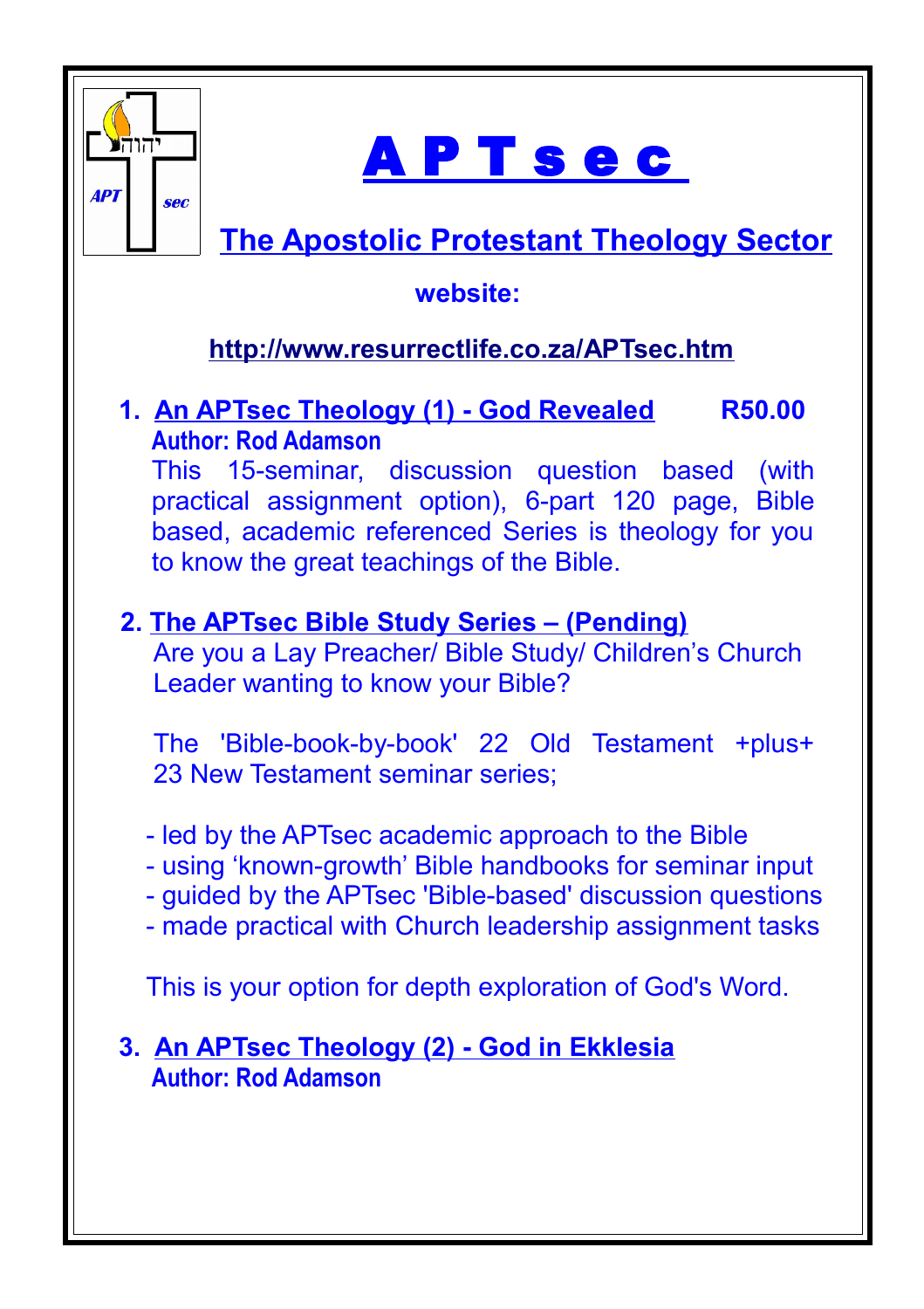# A P T s e c

## The Apostolic Protestant Theology Sector

**website:**

**http://www.resurrectlife.co.za/APTsec.htm**

1. **An APTsec Theology (1) - God Revealed** **R50.00**
   **Author: Rod Adamson**
   This 15-seminar, discussion question based (with practical assignment option), 6-part 120 page, Bible based, academic referenced Series is theology for you to know the great teachings of the Bible.

2. **The APTsec Bible Study Series – (Pending)**
   Are you a Lay Preacher/ Bible Study/ Children's Church Leader wanting to know your Bible?

   The 'Bible-book-by-book' 22 Old Testament +plus+ 23 New Testament seminar series;

   - led by the APTsec academic approach to the Bible
   - using 'known-growth' Bible handbooks for seminar input
   - guided by the APTsec 'Bible-based' discussion questions
   - made practical with Church leadership assignment tasks

   This is your option for depth exploration of God's Word.

3. **An APTsec Theology (2) - God in Ekklesia**
   **Author: Rod Adamson**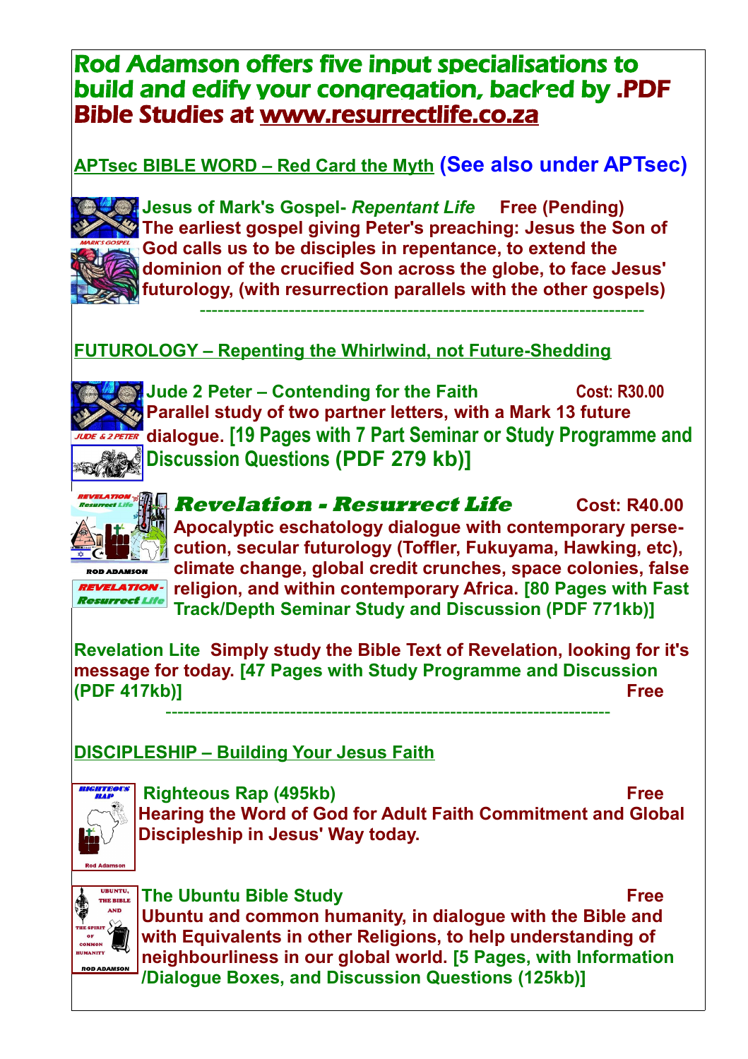# Rod Adamson offers five input specialisations to build and edify your congregation, backed by .PDF Bible Studies at www.resurrectlife.co.za

## APTsec BIBLE WORD – Red Card the Myth (See also under APTsec)

**Jesus of Mark's Gospel- *Repentant Life*** **Free (Pending)**
**The earliest gospel giving Peter's preaching: Jesus the Son of God calls us to be disciples in repentance, to extend the dominion of the crucified Son across the globe, to face Jesus' futurology, (with resurrection parallels with the other gospels)**

---

## FUTUROLOGY – Repenting the Whirlwind, not Future-Shedding

**Jude 2 Peter – Contending for the Faith** **Cost: R30.00**
**Parallel study of two partner letters, with a Mark 13 future dialogue. [19 Pages with 7 Part Seminar or Study Programme and Discussion Questions (PDF 279 kb)]**

***Revelation - Resurrect Life*** **Cost: R40.00**
**Apocalyptic eschatology dialogue with contemporary persecution, secular futurology (Toffler, Fukuyama, Hawking, etc), climate change, global credit crunches, space colonies, false religion, and within contemporary Africa. [80 Pages with Fast Track/Depth Seminar Study and Discussion (PDF 771kb)]**

**Revelation Lite Simply study the Bible Text of Revelation, looking for it's message for today. [47 Pages with Study Programme and Discussion (PDF 417kb)]** **Free**

---

## DISCIPLESHIP – Building Your Jesus Faith

**Righteous Rap (495kb)** **Free**
**Hearing the Word of God for Adult Faith Commitment and Global Discipleship in Jesus' Way today.**

**The Ubuntu Bible Study** **Free**
**Ubuntu and common humanity, in dialogue with the Bible and with Equivalents in other Religions, to help understanding of neighbourliness in our global world. [5 Pages, with Information /Dialogue Boxes, and Discussion Questions (125kb)]**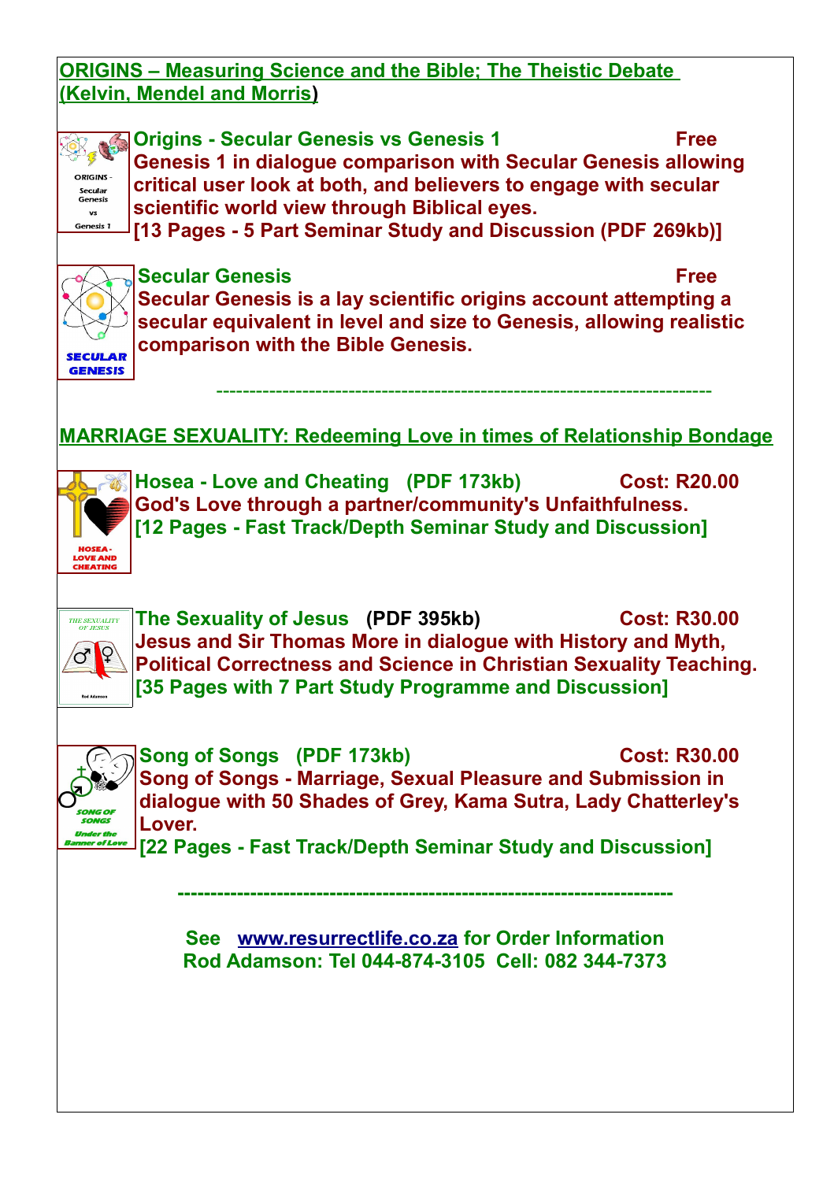## ORIGINS – Measuring Science and the Bible; The Theistic Debate (Kelvin, Mendel and Morris)

**Origins - Secular Genesis vs Genesis 1** **Free**
**Genesis 1 in dialogue comparison with Secular Genesis allowing critical user look at both, and believers to engage with secular scientific world view through Biblical eyes.**
**[13 Pages - 5 Part Seminar Study and Discussion (PDF 269kb)]**

**Secular Genesis** **Free**
**Secular Genesis is a lay scientific origins account attempting a secular equivalent in level and size to Genesis, allowing realistic comparison with the Bible Genesis.**

---

## MARRIAGE SEXUALITY: Redeeming Love in times of Relationship Bondage

**Hosea - Love and Cheating (PDF 173kb)** **Cost: R20.00**
**God's Love through a partner/community's Unfaithfulness.**
**[12 Pages - Fast Track/Depth Seminar Study and Discussion]**

**The Sexuality of Jesus (PDF 395kb)** **Cost: R30.00**
**Jesus and Sir Thomas More in dialogue with History and Myth, Political Correctness and Science in Christian Sexuality Teaching.**
**[35 Pages with 7 Part Study Programme and Discussion]**

**Song of Songs (PDF 173kb)** **Cost: R30.00**
**Song of Songs - Marriage, Sexual Pleasure and Submission in dialogue with 50 Shades of Grey, Kama Sutra, Lady Chatterley's Lover.**
**[22 Pages - Fast Track/Depth Seminar Study and Discussion]**

---

**See www.resurrectlife.co.za for Order Information**
**Rod Adamson: Tel 044-874-3105 Cell: 082 344-7373**